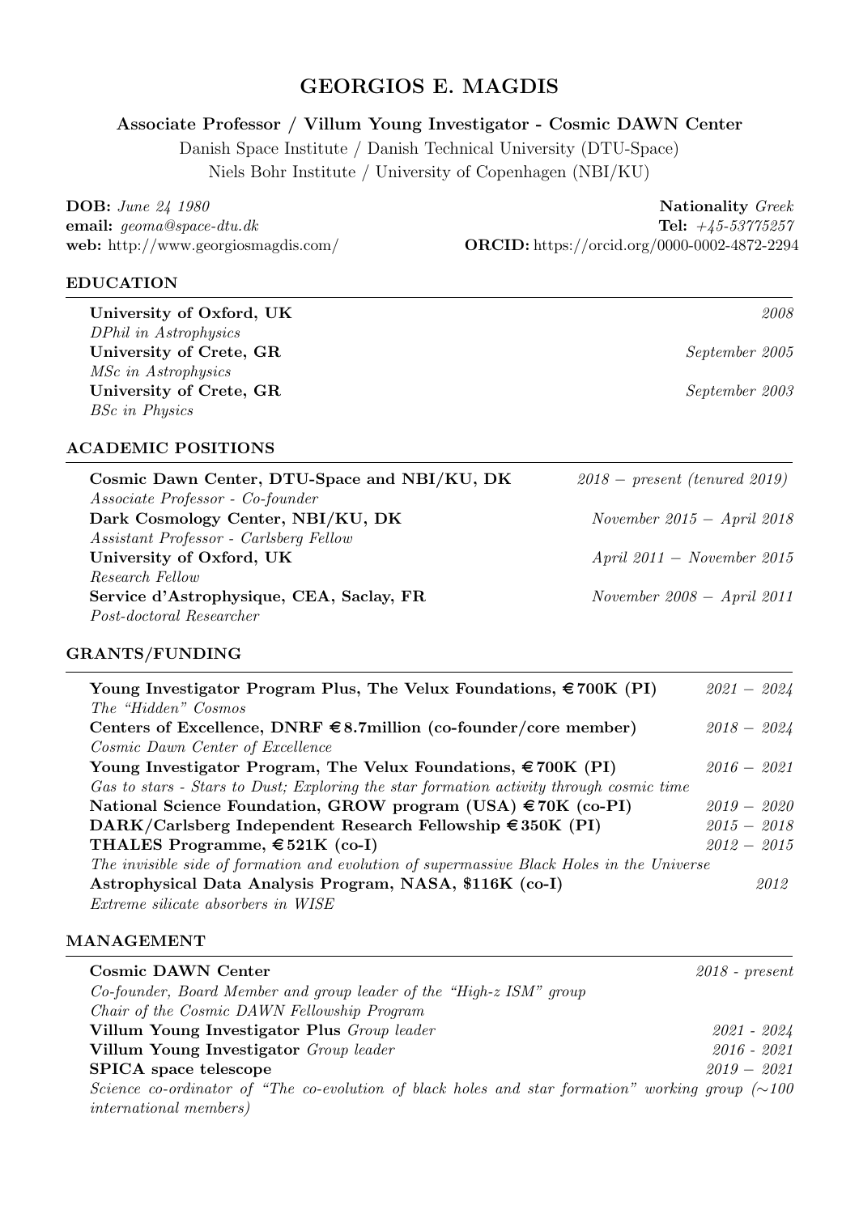# GEORGIOS E. MAGDIS

**Associate Professor / Villum Young Investigator - Cosmic DAWN Center**

Danish Space Institute / Danish Technical University (DTU-Space)
Niels Bohr Institute / University of Copenhagen (NBI/KU)

**DOB:** *June 24 1980* — **Nationality** *Greek*
**email:** *geoma@space-dtu.dk* — **Tel:** *+45-53775257*
**web:** http://www.georgiosmagdis.com/ — **ORCID:** https://orcid.org/0000-0002-4872-2294

## EDUCATION

**University of Oxford, UK** — *2008*
*DPhil in Astrophysics*

**University of Crete, GR** — *September 2005*
*MSc in Astrophysics*

**University of Crete, GR** — *September 2003*
*BSc in Physics*

## ACADEMIC POSITIONS

**Cosmic Dawn Center, DTU-Space and NBI/KU, DK** — *2018 – present (tenured 2019)*
*Associate Professor - Co-founder*

**Dark Cosmology Center, NBI/KU, DK** — *November 2015 – April 2018*
*Assistant Professor - Carlsberg Fellow*

**University of Oxford, UK** — *April 2011 – November 2015*
*Research Fellow*

**Service d'Astrophysique, CEA, Saclay, FR** — *November 2008 – April 2011*
*Post-doctoral Researcher*

## GRANTS/FUNDING

**Young Investigator Program Plus, The Velux Foundations, €700K (PI)** — *2021 – 2024*
*The "Hidden" Cosmos*

**Centers of Excellence, DNRF €8.7million (co-founder/core member)** — *2018 – 2024*
*Cosmic Dawn Center of Excellence*

**Young Investigator Program, The Velux Foundations, €700K (PI)** — *2016 – 2021*
*Gas to stars - Stars to Dust; Exploring the star formation activity through cosmic time*

**National Science Foundation, GROW program (USA) €70K (co-PI)** — *2019 – 2020*

**DARK/Carlsberg Independent Research Fellowship €350K (PI)** — *2015 – 2018*

**THALES Programme, €521K (co-I)** — *2012 – 2015*
*The invisible side of formation and evolution of supermassive Black Holes in the Universe*

**Astrophysical Data Analysis Program, NASA, $116K (co-I)** — *2012*
*Extreme silicate absorbers in WISE*

## MANAGEMENT

**Cosmic DAWN Center** — *2018 - present*
*Co-founder, Board Member and group leader of the "High-z ISM" group*
*Chair of the Cosmic DAWN Fellowship Program*

**Villum Young Investigator Plus** *Group leader* — *2021 - 2024*

**Villum Young Investigator** *Group leader* — *2016 - 2021*

**SPICA space telescope** — *2019 – 2021*
*Science co-ordinator of "The co-evolution of black holes and star formation" working group (∼100 international members)*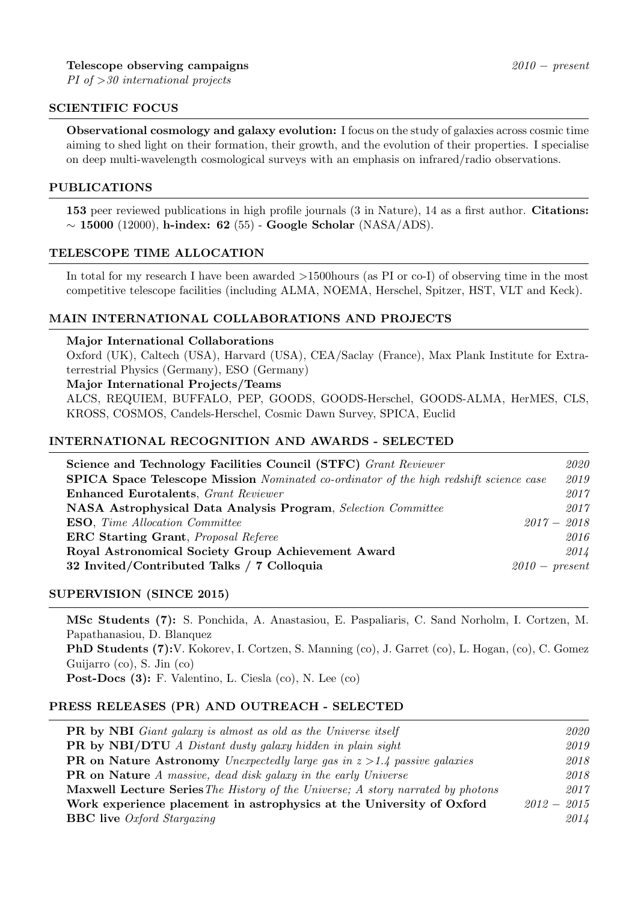**Telescope observing campaigns** *2010 – present*
*PI of >30 international projects*

## SCIENTIFIC FOCUS

**Observational cosmology and galaxy evolution:** I focus on the study of galaxies across cosmic time aiming to shed light on their formation, their growth, and the evolution of their properties. I specialise on deep multi-wavelength cosmological surveys with an emphasis on infrared/radio observations.

## PUBLICATIONS

**153** peer reviewed publications in high profile journals (3 in Nature), 14 as a first author. **Citations:** $\sim$ **15000** (12000), **h-index: 62** (55) - **Google Scholar** (NASA/ADS).

## TELESCOPE TIME ALLOCATION

In total for my research I have been awarded >1500hours (as PI or co-I) of observing time in the most competitive telescope facilities (including ALMA, NOEMA, Herschel, Spitzer, HST, VLT and Keck).

## MAIN INTERNATIONAL COLLABORATIONS AND PROJECTS

**Major International Collaborations**
Oxford (UK), Caltech (USA), Harvard (USA), CEA/Saclay (France), Max Plank Institute for Extraterrestrial Physics (Germany), ESO (Germany)
**Major International Projects/Teams**
ALCS, REQUIEM, BUFFALO, PEP, GOODS, GOODS-Herschel, GOODS-ALMA, HerMES, CLS, KROSS, COSMOS, Candels-Herschel, Cosmic Dawn Survey, SPICA, Euclid

## INTERNATIONAL RECOGNITION AND AWARDS - SELECTED

- **Science and Technology Facilities Council (STFC)** *Grant Reviewer* — *2020*
- **SPICA Space Telescope Mission** *Nominated co-ordinator of the high redshift science case* — *2019*
- **Enhanced Eurotalents**, *Grant Reviewer* — *2017*
- **NASA Astrophysical Data Analysis Program**, *Selection Committee* — *2017*
- **ESO**, *Time Allocation Committee* — *2017 – 2018*
- **ERC Starting Grant**, *Proposal Referee* — *2016*
- **Royal Astronomical Society Group Achievement Award** — *2014*
- **32 Invited/Contributed Talks / 7 Colloquia** — *2010 – present*

## SUPERVISION (SINCE 2015)

**MSc Students (7):** S. Ponchida, A. Anastasiou, E. Paspaliaris, C. Sand Norholm, I. Cortzen, M. Papathanasiou, D. Blanquez
**PhD Students (7):**V. Kokorev, I. Cortzen, S. Manning (co), J. Garret (co), L. Hogan, (co), C. Gomez Guijarro (co), S. Jin (co)
**Post-Docs (3):** F. Valentino, L. Ciesla (co), N. Lee (co)

## PRESS RELEASES (PR) AND OUTREACH - SELECTED

- **PR by NBI** *Giant galaxy is almost as old as the Universe itself* — *2020*
- **PR by NBI/DTU** *A Distant dusty galaxy hidden in plain sight* — *2019*
- **PR on Nature Astronomy** *Unexpectedly large gas in $z > 1.4$ passive galaxies* — *2018*
- **PR on Nature** *A massive, dead disk galaxy in the early Universe* — *2018*
- **Maxwell Lecture Series** *The History of the Universe; A story narrated by photons* — *2017*
- **Work experience placement in astrophysics at the University of Oxford** — *2012 – 2015*
- **BBC live** *Oxford Stargazing* — *2014*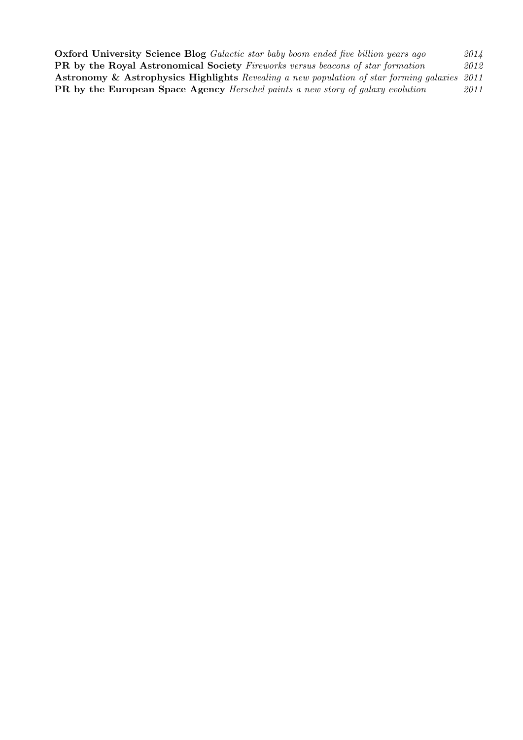**Oxford University Science Blog** *Galactic star baby boom ended five billion years ago* *2014*
**PR by the Royal Astronomical Society** *Fireworks versus beacons of star formation* *2012*
**Astronomy & Astrophysics Highlights** *Revealing a new population of star forming galaxies* *2011*
**PR by the European Space Agency** *Herschel paints a new story of galaxy evolution* *2011*